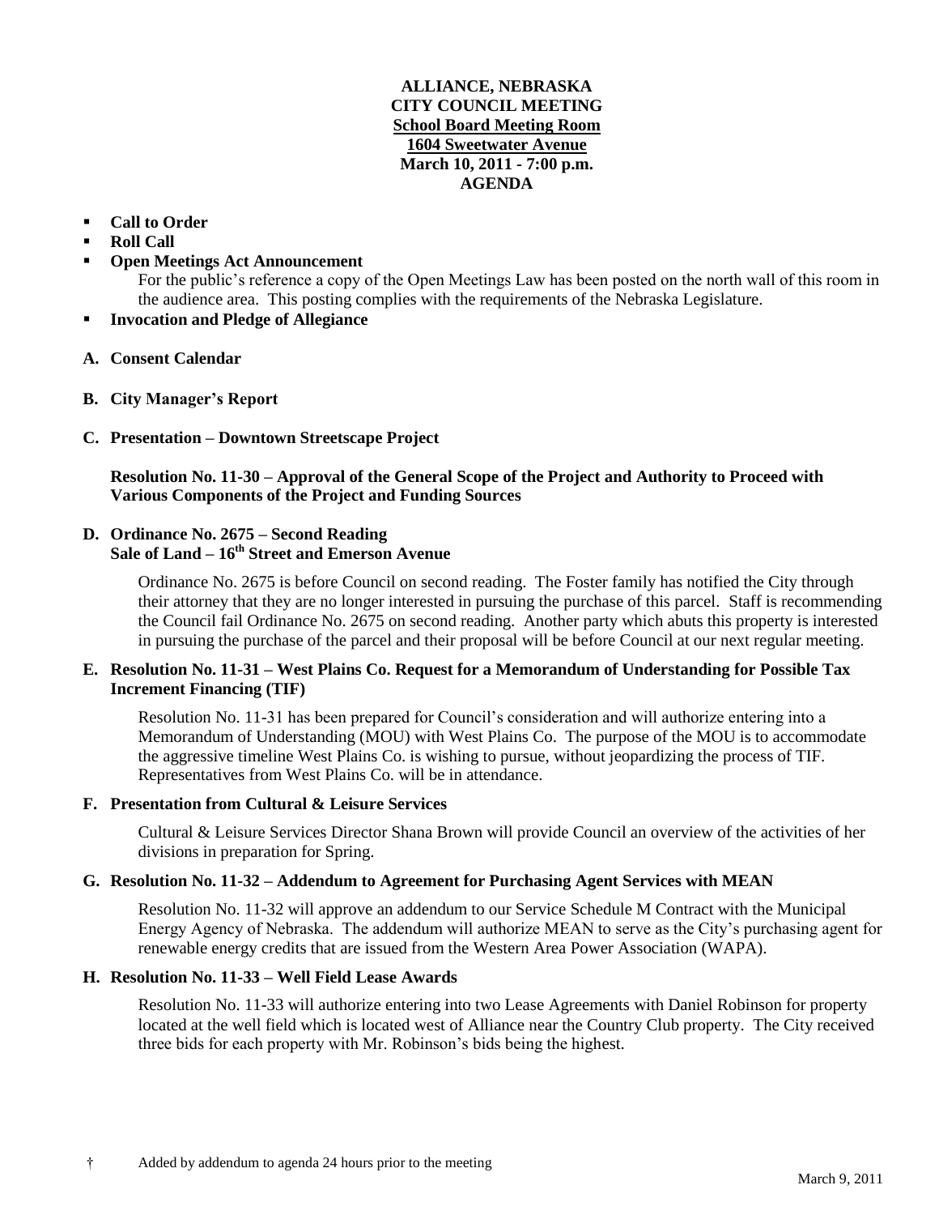# ALLIANCE, NEBRASKA
## CITY COUNCIL MEETING
**School Board Meeting Room**
**1604 Sweetwater Avenue**
**March 10, 2011 - 7:00 p.m.**
**AGENDA**

- **Call to Order**
- **Roll Call**
- **Open Meetings Act Announcement**

  For the public's reference a copy of the Open Meetings Law has been posted on the north wall of this room in the audience area. This posting complies with the requirements of the Nebraska Legislature.
- **Invocation and Pledge of Allegiance**

**A. Consent Calendar**

**B. City Manager's Report**

**C. Presentation – Downtown Streetscape Project**

**Resolution No. 11-30 – Approval of the General Scope of the Project and Authority to Proceed with Various Components of the Project and Funding Sources**

**D. Ordinance No. 2675 – Second Reading**
**Sale of Land – 16th Street and Emerson Avenue**

Ordinance No. 2675 is before Council on second reading. The Foster family has notified the City through their attorney that they are no longer interested in pursuing the purchase of this parcel. Staff is recommending the Council fail Ordinance No. 2675 on second reading. Another party which abuts this property is interested in pursuing the purchase of the parcel and their proposal will be before Council at our next regular meeting.

**E. Resolution No. 11-31 – West Plains Co. Request for a Memorandum of Understanding for Possible Tax Increment Financing (TIF)**

Resolution No. 11-31 has been prepared for Council's consideration and will authorize entering into a Memorandum of Understanding (MOU) with West Plains Co. The purpose of the MOU is to accommodate the aggressive timeline West Plains Co. is wishing to pursue, without jeopardizing the process of TIF. Representatives from West Plains Co. will be in attendance.

**F. Presentation from Cultural & Leisure Services**

Cultural & Leisure Services Director Shana Brown will provide Council an overview of the activities of her divisions in preparation for Spring.

**G. Resolution No. 11-32 – Addendum to Agreement for Purchasing Agent Services with MEAN**

Resolution No. 11-32 will approve an addendum to our Service Schedule M Contract with the Municipal Energy Agency of Nebraska. The addendum will authorize MEAN to serve as the City's purchasing agent for renewable energy credits that are issued from the Western Area Power Association (WAPA).

**H. Resolution No. 11-33 – Well Field Lease Awards**

Resolution No. 11-33 will authorize entering into two Lease Agreements with Daniel Robinson for property located at the well field which is located west of Alliance near the Country Club property. The City received three bids for each property with Mr. Robinson's bids being the highest.

† Added by addendum to agenda 24 hours prior to the meeting

March 9, 2011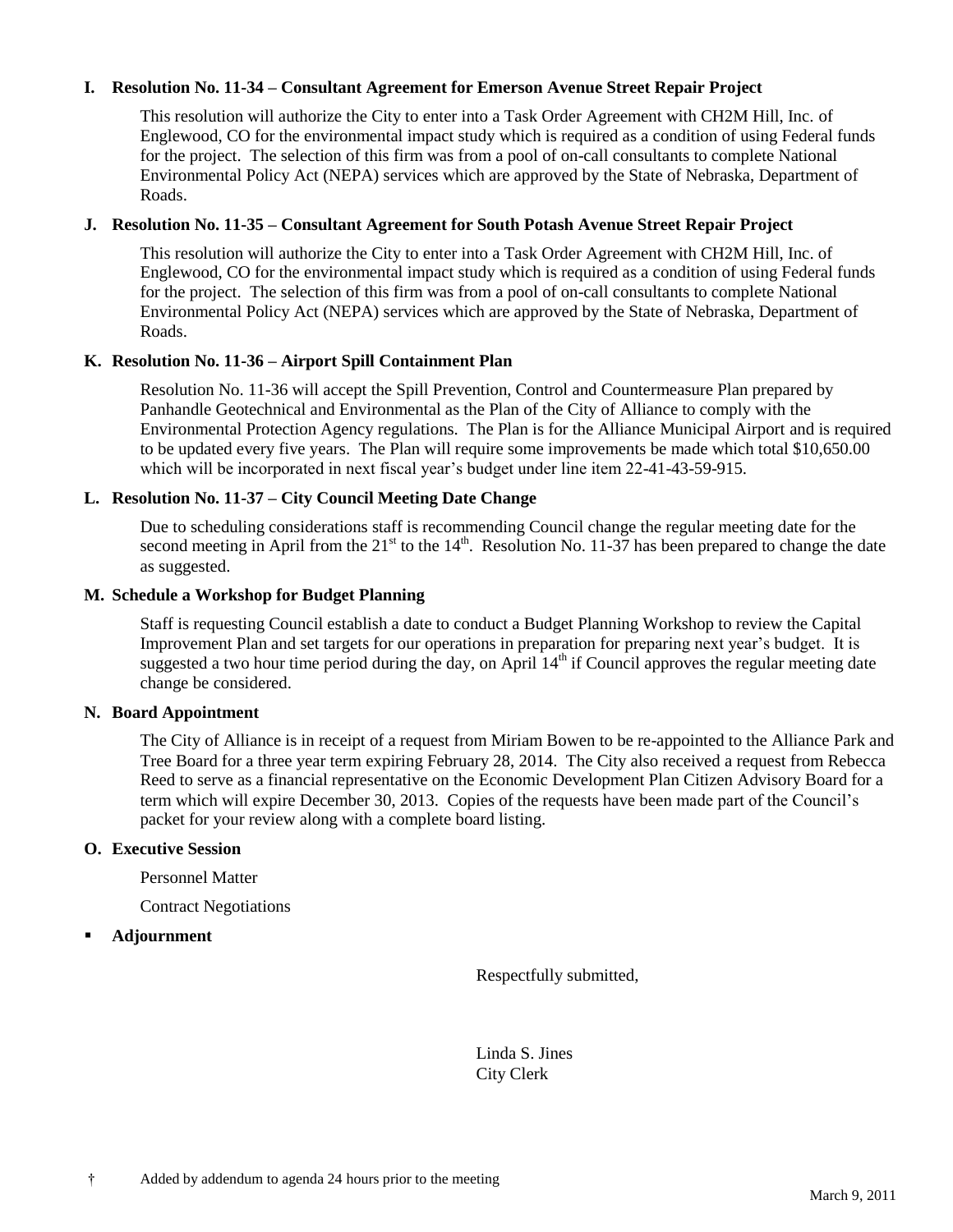**I. Resolution No. 11-34 – Consultant Agreement for Emerson Avenue Street Repair Project**

This resolution will authorize the City to enter into a Task Order Agreement with CH2M Hill, Inc. of Englewood, CO for the environmental impact study which is required as a condition of using Federal funds for the project. The selection of this firm was from a pool of on-call consultants to complete National Environmental Policy Act (NEPA) services which are approved by the State of Nebraska, Department of Roads.

**J. Resolution No. 11-35 – Consultant Agreement for South Potash Avenue Street Repair Project**

This resolution will authorize the City to enter into a Task Order Agreement with CH2M Hill, Inc. of Englewood, CO for the environmental impact study which is required as a condition of using Federal funds for the project. The selection of this firm was from a pool of on-call consultants to complete National Environmental Policy Act (NEPA) services which are approved by the State of Nebraska, Department of Roads.

**K. Resolution No. 11-36 – Airport Spill Containment Plan**

Resolution No. 11-36 will accept the Spill Prevention, Control and Countermeasure Plan prepared by Panhandle Geotechnical and Environmental as the Plan of the City of Alliance to comply with the Environmental Protection Agency regulations. The Plan is for the Alliance Municipal Airport and is required to be updated every five years. The Plan will require some improvements be made which total $10,650.00 which will be incorporated in next fiscal year's budget under line item 22-41-43-59-915.

**L. Resolution No. 11-37 – City Council Meeting Date Change**

Due to scheduling considerations staff is recommending Council change the regular meeting date for the second meeting in April from the 21st to the 14th. Resolution No. 11-37 has been prepared to change the date as suggested.

**M. Schedule a Workshop for Budget Planning**

Staff is requesting Council establish a date to conduct a Budget Planning Workshop to review the Capital Improvement Plan and set targets for our operations in preparation for preparing next year's budget. It is suggested a two hour time period during the day, on April 14th if Council approves the regular meeting date change be considered.

**N. Board Appointment**

The City of Alliance is in receipt of a request from Miriam Bowen to be re-appointed to the Alliance Park and Tree Board for a three year term expiring February 28, 2014. The City also received a request from Rebecca Reed to serve as a financial representative on the Economic Development Plan Citizen Advisory Board for a term which will expire December 30, 2013. Copies of the requests have been made part of the Council's packet for your review along with a complete board listing.

**O. Executive Session**

Personnel Matter

Contract Negotiations

- **Adjournment**

Respectfully submitted,

Linda S. Jines
City Clerk

† Added by addendum to agenda 24 hours prior to the meeting

March 9, 2011